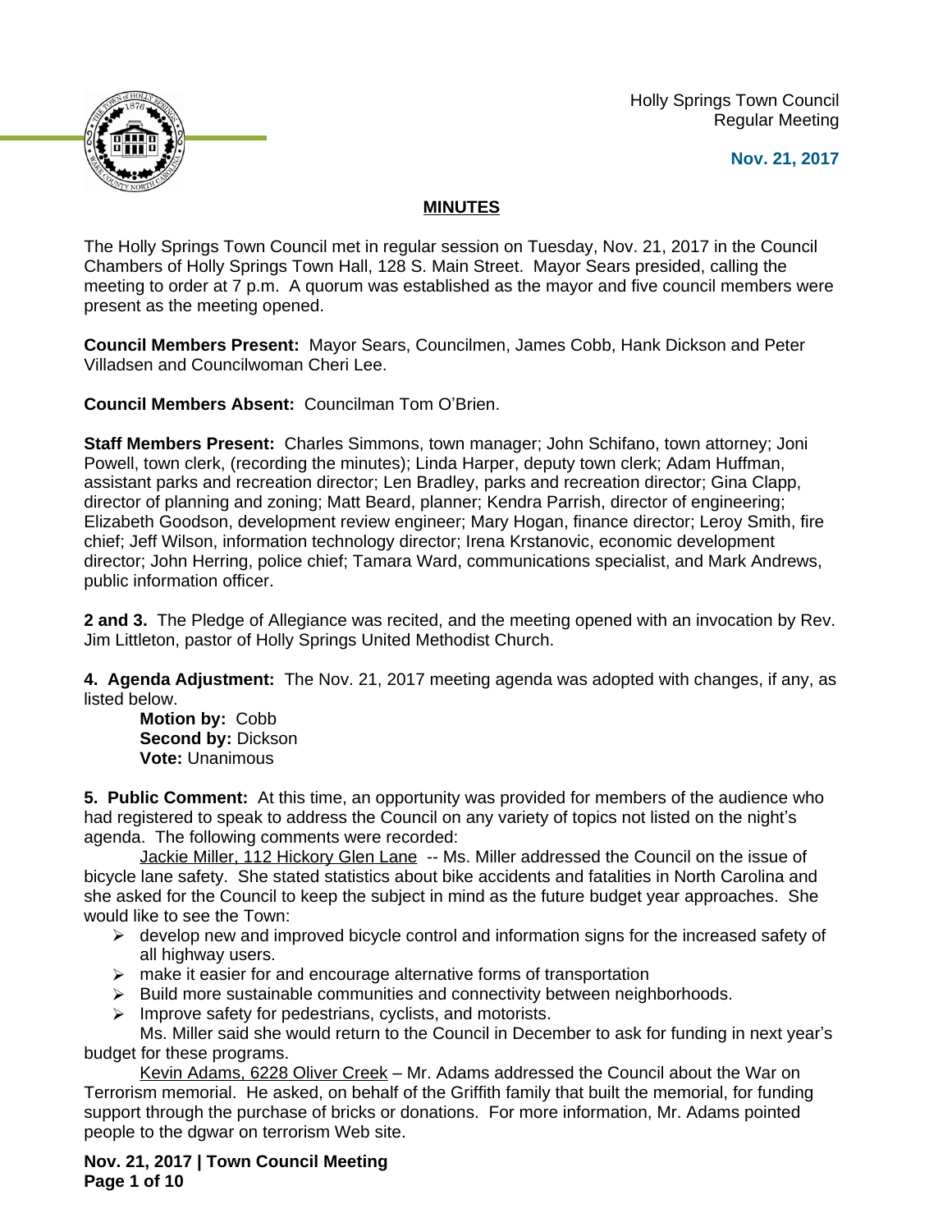Holly Springs Town Council
Regular Meeting

**Nov. 21, 2017**

**MINUTES**

The Holly Springs Town Council met in regular session on Tuesday, Nov. 21, 2017 in the Council Chambers of Holly Springs Town Hall, 128 S. Main Street. Mayor Sears presided, calling the meeting to order at 7 p.m. A quorum was established as the mayor and five council members were present as the meeting opened.

**Council Members Present:** Mayor Sears, Councilmen, James Cobb, Hank Dickson and Peter Villadsen and Councilwoman Cheri Lee.

**Council Members Absent:** Councilman Tom O'Brien.

**Staff Members Present:** Charles Simmons, town manager; John Schifano, town attorney; Joni Powell, town clerk, (recording the minutes); Linda Harper, deputy town clerk; Adam Huffman, assistant parks and recreation director; Len Bradley, parks and recreation director; Gina Clapp, director of planning and zoning; Matt Beard, planner; Kendra Parrish, director of engineering; Elizabeth Goodson, development review engineer; Mary Hogan, finance director; Leroy Smith, fire chief; Jeff Wilson, information technology director; Irena Krstanovic, economic development director; John Herring, police chief; Tamara Ward, communications specialist, and Mark Andrews, public information officer.

**2 and 3.** The Pledge of Allegiance was recited, and the meeting opened with an invocation by Rev. Jim Littleton, pastor of Holly Springs United Methodist Church.

**4. Agenda Adjustment:** The Nov. 21, 2017 meeting agenda was adopted with changes, if any, as listed below.

> **Motion by:** Cobb
> **Second by:** Dickson
> **Vote:** Unanimous

**5. Public Comment:** At this time, an opportunity was provided for members of the audience who had registered to speak to address the Council on any variety of topics not listed on the night's agenda. The following comments were recorded:

Jackie Miller, 112 Hickory Glen Lane -- Ms. Miller addressed the Council on the issue of bicycle lane safety. She stated statistics about bike accidents and fatalities in North Carolina and she asked for the Council to keep the subject in mind as the future budget year approaches. She would like to see the Town:

- develop new and improved bicycle control and information signs for the increased safety of all highway users.
- make it easier for and encourage alternative forms of transportation
- Build more sustainable communities and connectivity between neighborhoods.
- Improve safety for pedestrians, cyclists, and motorists.

Ms. Miller said she would return to the Council in December to ask for funding in next year's budget for these programs.

Kevin Adams, 6228 Oliver Creek – Mr. Adams addressed the Council about the War on Terrorism memorial. He asked, on behalf of the Griffith family that built the memorial, for funding support through the purchase of bricks or donations. For more information, Mr. Adams pointed people to the dgwar on terrorism Web site.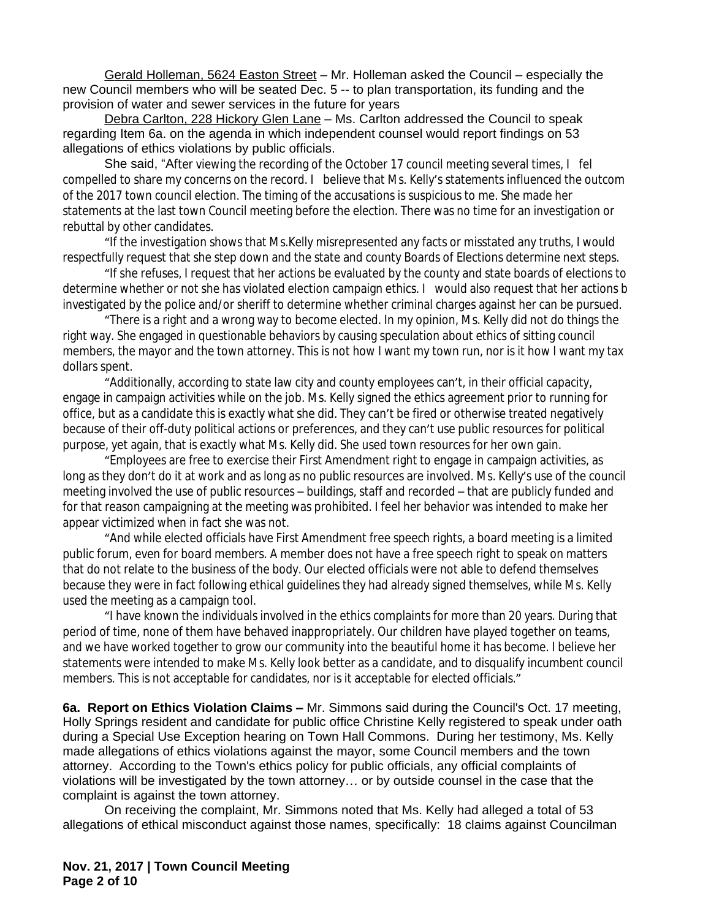Gerald Holleman, 5624 Easton Street – Mr. Holleman asked the Council – especially the new Council members who will be seated Dec. 5 -- to plan transportation, its funding and the provision of water and sewer services in the future for years

Debra Carlton, 228 Hickory Glen Lane – Ms. Carlton addressed the Council to speak regarding Item 6a. on the agenda in which independent counsel would report findings on 53 allegations of ethics violations by public officials.

She said, "After viewing the recording of the October 17 council meeting several times, I fel compelled to share my concerns on the record. I believe that Ms. Kelly's statements influenced the outcom of the 2017 town council election. The timing of the accusations is suspicious to me. She made her statements at the last town Council meeting before the election. There was no time for an investigation or rebuttal by other candidates.

"If the investigation shows that Ms.Kelly misrepresented any facts or misstated any truths, I would respectfully request that she step down and the state and county Boards of Elections determine next steps.

"If she refuses, I request that her actions be evaluated by the county and state boards of elections to determine whether or not she has violated election campaign ethics. I would also request that her actions b investigated by the police and/or sheriff to determine whether criminal charges against her can be pursued.

"There is a right and a wrong way to become elected. In my opinion, Ms. Kelly did not do things the right way. She engaged in questionable behaviors by causing speculation about ethics of sitting council members, the mayor and the town attorney. This is not how I want my town run, nor is it how I want my tax dollars spent.

"Additionally, according to state law city and county employees can't, in their official capacity, engage in campaign activities while on the job. Ms. Kelly signed the ethics agreement prior to running for office, but as a candidate this is exactly what she did. They can't be fired or otherwise treated negatively because of their off-duty political actions or preferences, and they can't use public resources for political purpose, yet again, that is exactly what Ms. Kelly did. She used town resources for her own gain.

"Employees are free to exercise their First Amendment right to engage in campaign activities, as long as they don't do it at work and as long as no public resources are involved. Ms. Kelly's use of the council meeting involved the use of public resources – buildings, staff and recorded – that are publicly funded and for that reason campaigning at the meeting was prohibited. I feel her behavior was intended to make her appear victimized when in fact she was not.

"And while elected officials have First Amendment free speech rights, a board meeting is a limited public forum, even for board members. A member does not have a free speech right to speak on matters that do not relate to the business of the body. Our elected officials were not able to defend themselves because they were in fact following ethical guidelines they had already signed themselves, while Ms. Kelly used the meeting as a campaign tool.

"I have known the individuals involved in the ethics complaints for more than 20 years. During that period of time, none of them have behaved inappropriately. Our children have played together on teams, and we have worked together to grow our community into the beautiful home it has become. I believe her statements were intended to make Ms. Kelly look better as a candidate, and to disqualify incumbent council members. This is not acceptable for candidates, nor is it acceptable for elected officials."

**6a. Report on Ethics Violation Claims –** Mr. Simmons said during the Council's Oct. 17 meeting, Holly Springs resident and candidate for public office Christine Kelly registered to speak under oath during a Special Use Exception hearing on Town Hall Commons. During her testimony, Ms. Kelly made allegations of ethics violations against the mayor, some Council members and the town attorney. According to the Town's ethics policy for public officials, any official complaints of violations will be investigated by the town attorney… or by outside counsel in the case that the complaint is against the town attorney.

On receiving the complaint, Mr. Simmons noted that Ms. Kelly had alleged a total of 53 allegations of ethical misconduct against those names, specifically: 18 claims against Councilman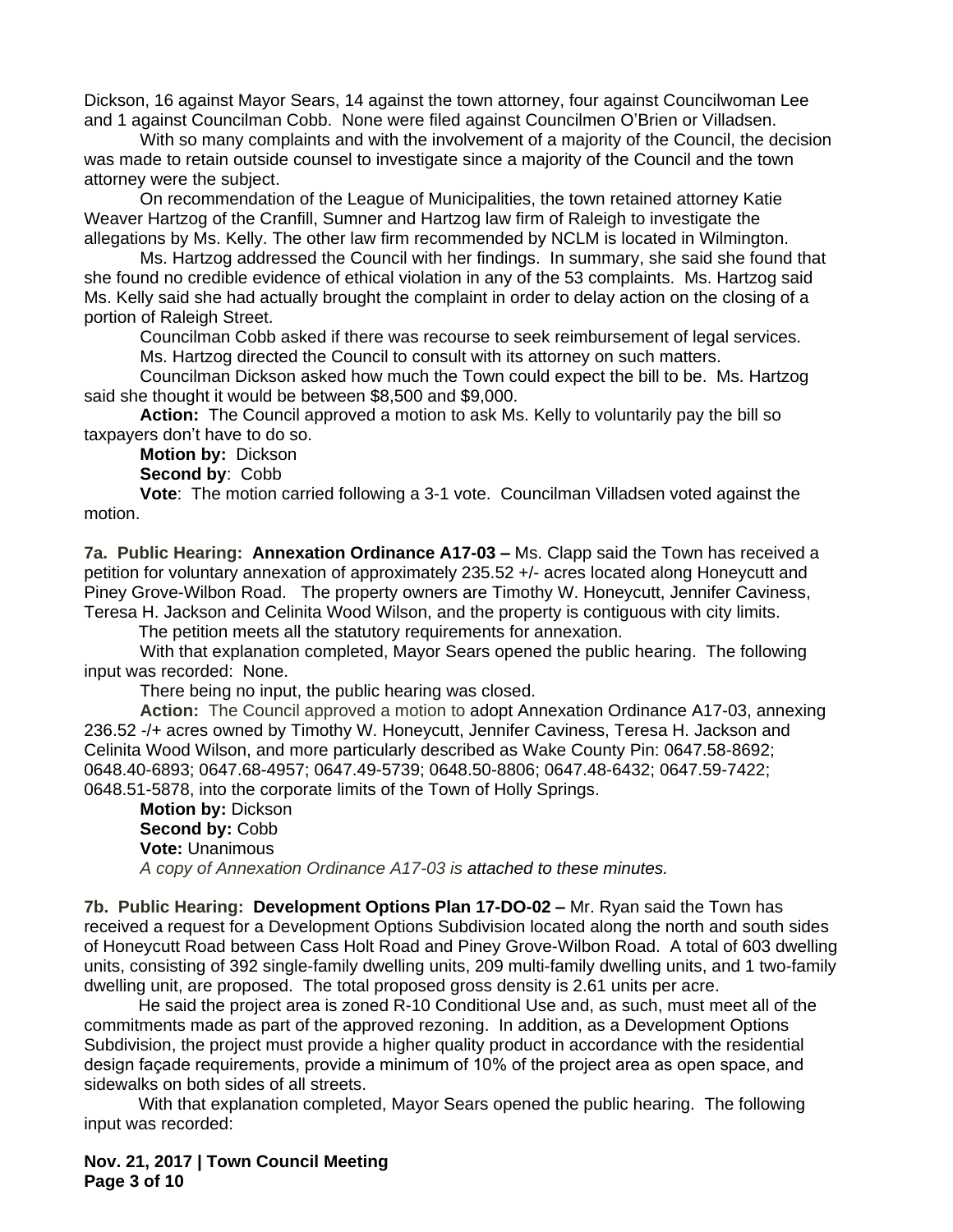Dickson, 16 against Mayor Sears, 14 against the town attorney, four against Councilwoman Lee and 1 against Councilman Cobb. None were filed against Councilmen O'Brien or Villadsen.

With so many complaints and with the involvement of a majority of the Council, the decision was made to retain outside counsel to investigate since a majority of the Council and the town attorney were the subject.

On recommendation of the League of Municipalities, the town retained attorney Katie Weaver Hartzog of the Cranfill, Sumner and Hartzog law firm of Raleigh to investigate the allegations by Ms. Kelly. The other law firm recommended by NCLM is located in Wilmington.

Ms. Hartzog addressed the Council with her findings. In summary, she said she found that she found no credible evidence of ethical violation in any of the 53 complaints. Ms. Hartzog said Ms. Kelly said she had actually brought the complaint in order to delay action on the closing of a portion of Raleigh Street.

Councilman Cobb asked if there was recourse to seek reimbursement of legal services.

Ms. Hartzog directed the Council to consult with its attorney on such matters.

Councilman Dickson asked how much the Town could expect the bill to be. Ms. Hartzog said she thought it would be between $8,500 and $9,000.

**Action:** The Council approved a motion to ask Ms. Kelly to voluntarily pay the bill so taxpayers don't have to do so.

**Motion by:** Dickson

**Second by**: Cobb

**Vote**: The motion carried following a 3-1 vote. Councilman Villadsen voted against the motion.

**7a. Public Hearing: Annexation Ordinance A17-03 –** Ms. Clapp said the Town has received a petition for voluntary annexation of approximately 235.52 +/- acres located along Honeycutt and Piney Grove-Wilbon Road. The property owners are Timothy W. Honeycutt, Jennifer Caviness, Teresa H. Jackson and Celinita Wood Wilson, and the property is contiguous with city limits.

The petition meets all the statutory requirements for annexation.

With that explanation completed, Mayor Sears opened the public hearing. The following input was recorded: None.

There being no input, the public hearing was closed.

**Action:** The Council approved a motion to adopt Annexation Ordinance A17-03, annexing 236.52 -/+ acres owned by Timothy W. Honeycutt, Jennifer Caviness, Teresa H. Jackson and Celinita Wood Wilson, and more particularly described as Wake County Pin: 0647.58-8692; 0648.40-6893; 0647.68-4957; 0647.49-5739; 0648.50-8806; 0647.48-6432; 0647.59-7422; 0648.51-5878, into the corporate limits of the Town of Holly Springs.

**Motion by:** Dickson

**Second by:** Cobb

**Vote:** Unanimous

*A copy of Annexation Ordinance A17-03 is attached to these minutes.*

**7b. Public Hearing: Development Options Plan 17-DO-02 –** Mr. Ryan said the Town has received a request for a Development Options Subdivision located along the north and south sides of Honeycutt Road between Cass Holt Road and Piney Grove-Wilbon Road. A total of 603 dwelling units, consisting of 392 single-family dwelling units, 209 multi-family dwelling units, and 1 two-family dwelling unit, are proposed. The total proposed gross density is 2.61 units per acre.

He said the project area is zoned R-10 Conditional Use and, as such, must meet all of the commitments made as part of the approved rezoning. In addition, as a Development Options Subdivision, the project must provide a higher quality product in accordance with the residential design façade requirements, provide a minimum of 10% of the project area as open space, and sidewalks on both sides of all streets.

With that explanation completed, Mayor Sears opened the public hearing. The following input was recorded: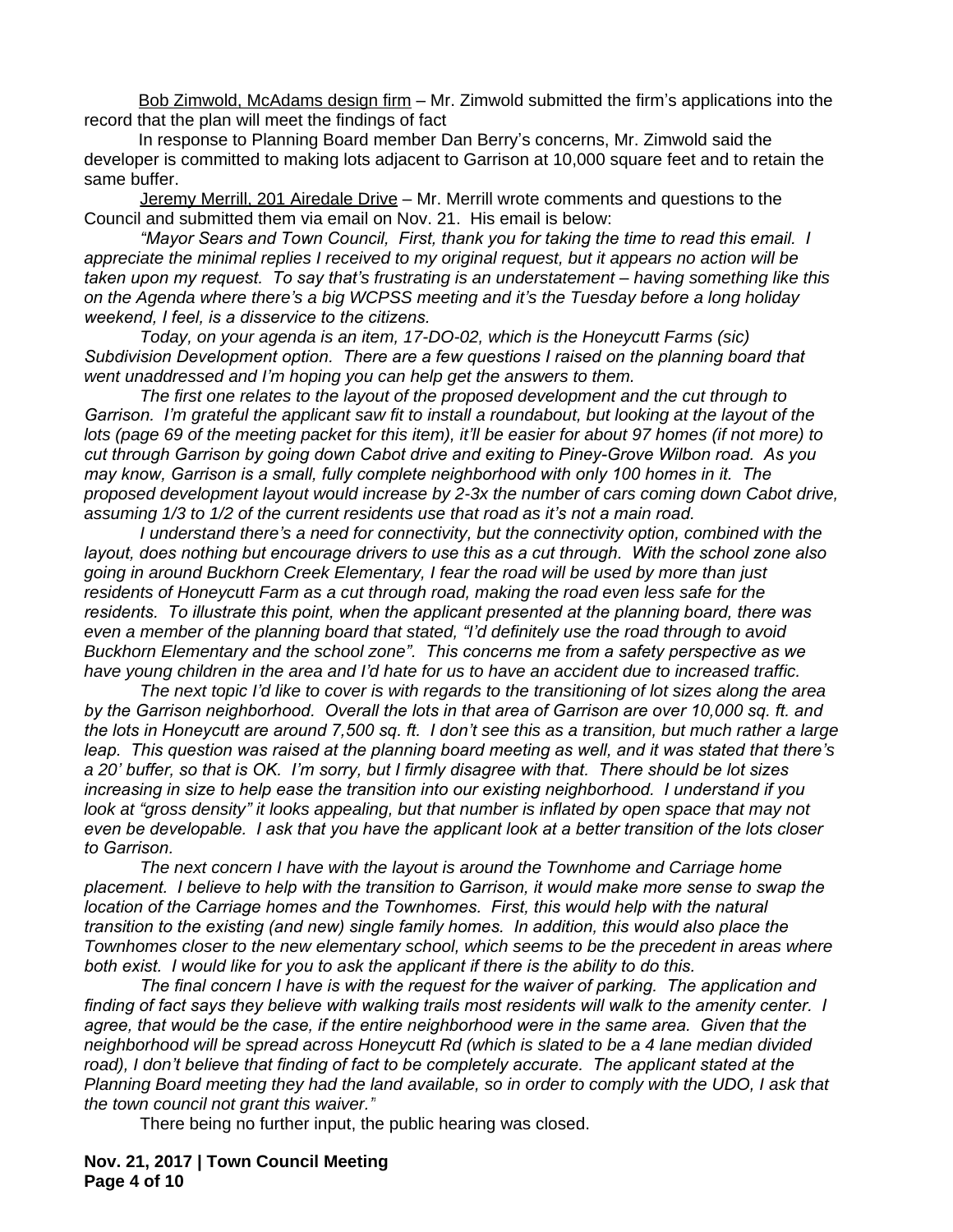Bob Zimwold, McAdams design firm – Mr. Zimwold submitted the firm's applications into the record that the plan will meet the findings of fact

In response to Planning Board member Dan Berry's concerns, Mr. Zimwold said the developer is committed to making lots adjacent to Garrison at 10,000 square feet and to retain the same buffer.

Jeremy Merrill, 201 Airedale Drive – Mr. Merrill wrote comments and questions to the Council and submitted them via email on Nov. 21. His email is below:

*"Mayor Sears and Town Council, First, thank you for taking the time to read this email. I appreciate the minimal replies I received to my original request, but it appears no action will be taken upon my request. To say that's frustrating is an understatement – having something like this on the Agenda where there's a big WCPSS meeting and it's the Tuesday before a long holiday weekend, I feel, is a disservice to the citizens.*

*Today, on your agenda is an item, 17-DO-02, which is the Honeycutt Farms (sic) Subdivision Development option. There are a few questions I raised on the planning board that went unaddressed and I'm hoping you can help get the answers to them.*

*The first one relates to the layout of the proposed development and the cut through to Garrison. I'm grateful the applicant saw fit to install a roundabout, but looking at the layout of the lots (page 69 of the meeting packet for this item), it'll be easier for about 97 homes (if not more) to cut through Garrison by going down Cabot drive and exiting to Piney-Grove Wilbon road. As you may know, Garrison is a small, fully complete neighborhood with only 100 homes in it. The proposed development layout would increase by 2-3x the number of cars coming down Cabot drive, assuming 1/3 to 1/2 of the current residents use that road as it's not a main road.*

*I understand there's a need for connectivity, but the connectivity option, combined with the layout, does nothing but encourage drivers to use this as a cut through. With the school zone also going in around Buckhorn Creek Elementary, I fear the road will be used by more than just residents of Honeycutt Farm as a cut through road, making the road even less safe for the residents. To illustrate this point, when the applicant presented at the planning board, there was even a member of the planning board that stated, "I'd definitely use the road through to avoid Buckhorn Elementary and the school zone". This concerns me from a safety perspective as we have young children in the area and I'd hate for us to have an accident due to increased traffic.*

*The next topic I'd like to cover is with regards to the transitioning of lot sizes along the area by the Garrison neighborhood. Overall the lots in that area of Garrison are over 10,000 sq. ft. and the lots in Honeycutt are around 7,500 sq. ft. I don't see this as a transition, but much rather a large leap. This question was raised at the planning board meeting as well, and it was stated that there's a 20' buffer, so that is OK. I'm sorry, but I firmly disagree with that. There should be lot sizes increasing in size to help ease the transition into our existing neighborhood. I understand if you look at "gross density" it looks appealing, but that number is inflated by open space that may not even be developable. I ask that you have the applicant look at a better transition of the lots closer to Garrison.*

*The next concern I have with the layout is around the Townhome and Carriage home placement. I believe to help with the transition to Garrison, it would make more sense to swap the location of the Carriage homes and the Townhomes. First, this would help with the natural transition to the existing (and new) single family homes. In addition, this would also place the Townhomes closer to the new elementary school, which seems to be the precedent in areas where both exist. I would like for you to ask the applicant if there is the ability to do this.*

*The final concern I have is with the request for the waiver of parking. The application and finding of fact says they believe with walking trails most residents will walk to the amenity center. I agree, that would be the case, if the entire neighborhood were in the same area. Given that the neighborhood will be spread across Honeycutt Rd (which is slated to be a 4 lane median divided road), I don't believe that finding of fact to be completely accurate. The applicant stated at the Planning Board meeting they had the land available, so in order to comply with the UDO, I ask that the town council not grant this waiver."*

There being no further input, the public hearing was closed.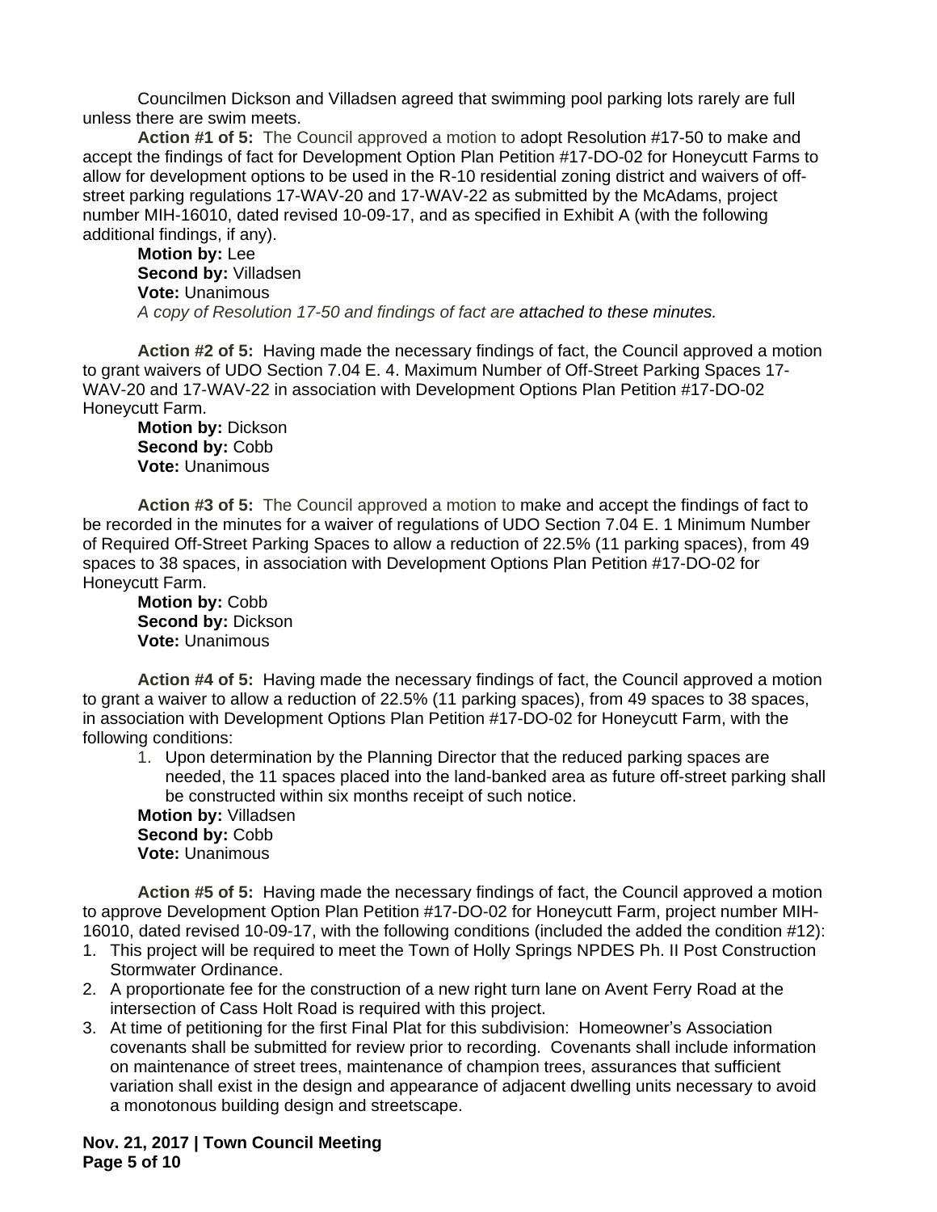Councilmen Dickson and Villadsen agreed that swimming pool parking lots rarely are full unless there are swim meets.

**Action #1 of 5:** The Council approved a motion to adopt Resolution #17-50 to make and accept the findings of fact for Development Option Plan Petition #17-DO-02 for Honeycutt Farms to allow for development options to be used in the R-10 residential zoning district and waivers of off-street parking regulations 17-WAV-20 and 17-WAV-22 as submitted by the McAdams, project number MIH-16010, dated revised 10-09-17, and as specified in Exhibit A (with the following additional findings, if any).

**Motion by:** Lee
**Second by:** Villadsen
**Vote:** Unanimous
*A copy of Resolution 17-50 and findings of fact are attached to these minutes.*

**Action #2 of 5:** Having made the necessary findings of fact, the Council approved a motion to grant waivers of UDO Section 7.04 E. 4. Maximum Number of Off-Street Parking Spaces 17-WAV-20 and 17-WAV-22 in association with Development Options Plan Petition #17-DO-02 Honeycutt Farm.

**Motion by:** Dickson
**Second by:** Cobb
**Vote:** Unanimous

**Action #3 of 5:** The Council approved a motion to make and accept the findings of fact to be recorded in the minutes for a waiver of regulations of UDO Section 7.04 E. 1 Minimum Number of Required Off-Street Parking Spaces to allow a reduction of 22.5% (11 parking spaces), from 49 spaces to 38 spaces, in association with Development Options Plan Petition #17-DO-02 for Honeycutt Farm.

**Motion by:** Cobb
**Second by:** Dickson
**Vote:** Unanimous

**Action #4 of 5:** Having made the necessary findings of fact, the Council approved a motion to grant a waiver to allow a reduction of 22.5% (11 parking spaces), from 49 spaces to 38 spaces, in association with Development Options Plan Petition #17-DO-02 for Honeycutt Farm, with the following conditions:

1. Upon determination by the Planning Director that the reduced parking spaces are needed, the 11 spaces placed into the land-banked area as future off-street parking shall be constructed within six months receipt of such notice.

**Motion by:** Villadsen
**Second by:** Cobb
**Vote:** Unanimous

**Action #5 of 5:** Having made the necessary findings of fact, the Council approved a motion to approve Development Option Plan Petition #17-DO-02 for Honeycutt Farm, project number MIH-16010, dated revised 10-09-17, with the following conditions (included the added the condition #12):

1. This project will be required to meet the Town of Holly Springs NPDES Ph. II Post Construction Stormwater Ordinance.
2. A proportionate fee for the construction of a new right turn lane on Avent Ferry Road at the intersection of Cass Holt Road is required with this project.
3. At time of petitioning for the first Final Plat for this subdivision: Homeowner's Association covenants shall be submitted for review prior to recording. Covenants shall include information on maintenance of street trees, maintenance of champion trees, assurances that sufficient variation shall exist in the design and appearance of adjacent dwelling units necessary to avoid a monotonous building design and streetscape.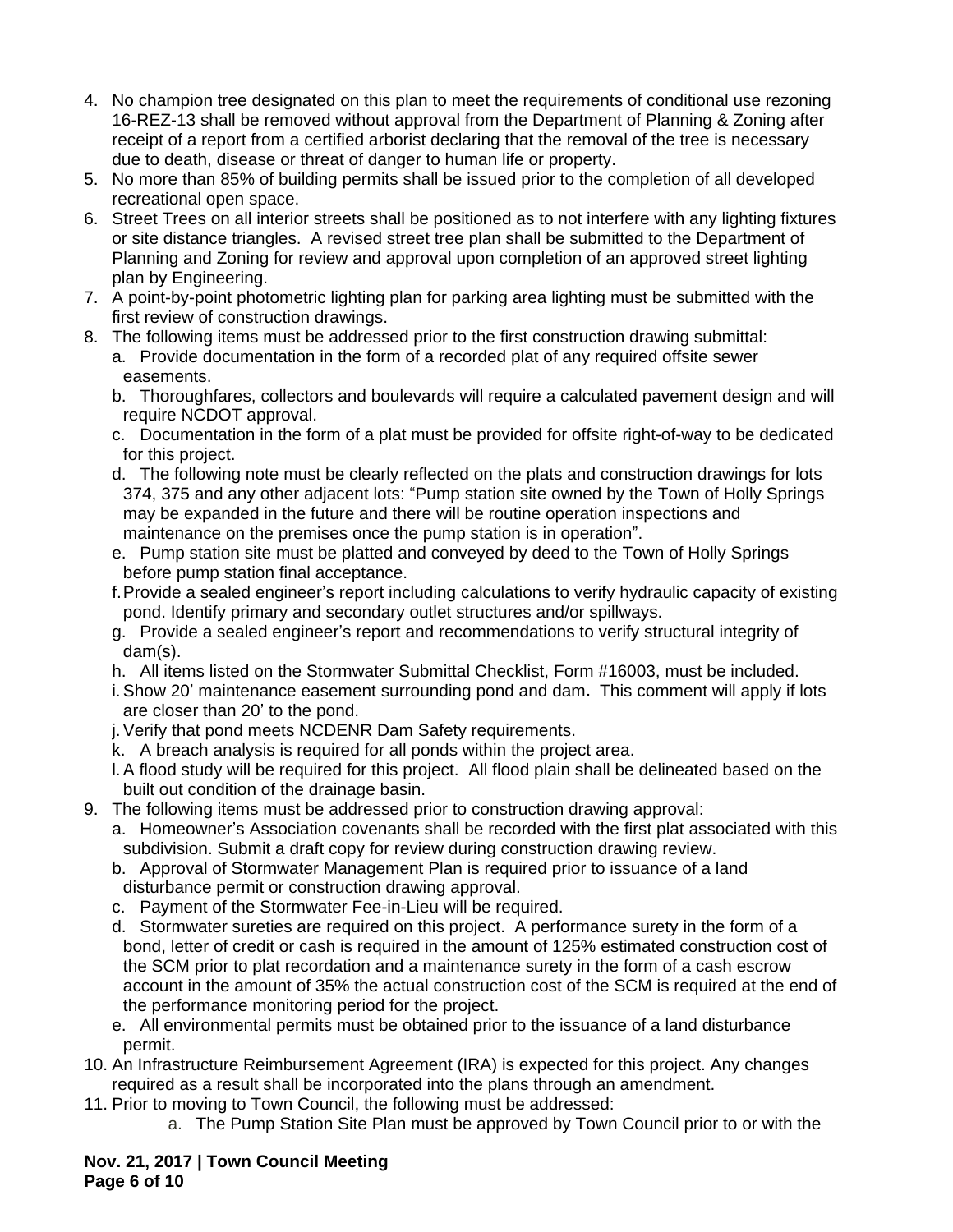4. No champion tree designated on this plan to meet the requirements of conditional use rezoning 16-REZ-13 shall be removed without approval from the Department of Planning & Zoning after receipt of a report from a certified arborist declaring that the removal of the tree is necessary due to death, disease or threat of danger to human life or property.
5. No more than 85% of building permits shall be issued prior to the completion of all developed recreational open space.
6. Street Trees on all interior streets shall be positioned as to not interfere with any lighting fixtures or site distance triangles. A revised street tree plan shall be submitted to the Department of Planning and Zoning for review and approval upon completion of an approved street lighting plan by Engineering.
7. A point-by-point photometric lighting plan for parking area lighting must be submitted with the first review of construction drawings.
8. The following items must be addressed prior to the first construction drawing submittal:
   a. Provide documentation in the form of a recorded plat of any required offsite sewer easements.
   b. Thoroughfares, collectors and boulevards will require a calculated pavement design and will require NCDOT approval.
   c. Documentation in the form of a plat must be provided for offsite right-of-way to be dedicated for this project.
   d. The following note must be clearly reflected on the plats and construction drawings for lots 374, 375 and any other adjacent lots: "Pump station site owned by the Town of Holly Springs may be expanded in the future and there will be routine operation inspections and maintenance on the premises once the pump station is in operation".
   e. Pump station site must be platted and conveyed by deed to the Town of Holly Springs before pump station final acceptance.
   f. Provide a sealed engineer's report including calculations to verify hydraulic capacity of existing pond. Identify primary and secondary outlet structures and/or spillways.
   g. Provide a sealed engineer's report and recommendations to verify structural integrity of dam(s).
   h. All items listed on the Stormwater Submittal Checklist, Form #16003, must be included.
   i. Show 20' maintenance easement surrounding pond and dam**.** This comment will apply if lots are closer than 20' to the pond.
   j. Verify that pond meets NCDENR Dam Safety requirements.
   k. A breach analysis is required for all ponds within the project area.
   l. A flood study will be required for this project. All flood plain shall be delineated based on the built out condition of the drainage basin.
9. The following items must be addressed prior to construction drawing approval:
   a. Homeowner's Association covenants shall be recorded with the first plat associated with this subdivision. Submit a draft copy for review during construction drawing review.
   b. Approval of Stormwater Management Plan is required prior to issuance of a land disturbance permit or construction drawing approval.
   c. Payment of the Stormwater Fee-in-Lieu will be required.
   d. Stormwater sureties are required on this project. A performance surety in the form of a bond, letter of credit or cash is required in the amount of 125% estimated construction cost of the SCM prior to plat recordation and a maintenance surety in the form of a cash escrow account in the amount of 35% the actual construction cost of the SCM is required at the end of the performance monitoring period for the project.
   e. All environmental permits must be obtained prior to the issuance of a land disturbance permit.
10. An Infrastructure Reimbursement Agreement (IRA) is expected for this project. Any changes required as a result shall be incorporated into the plans through an amendment.
11. Prior to moving to Town Council, the following must be addressed:
    a. The Pump Station Site Plan must be approved by Town Council prior to or with the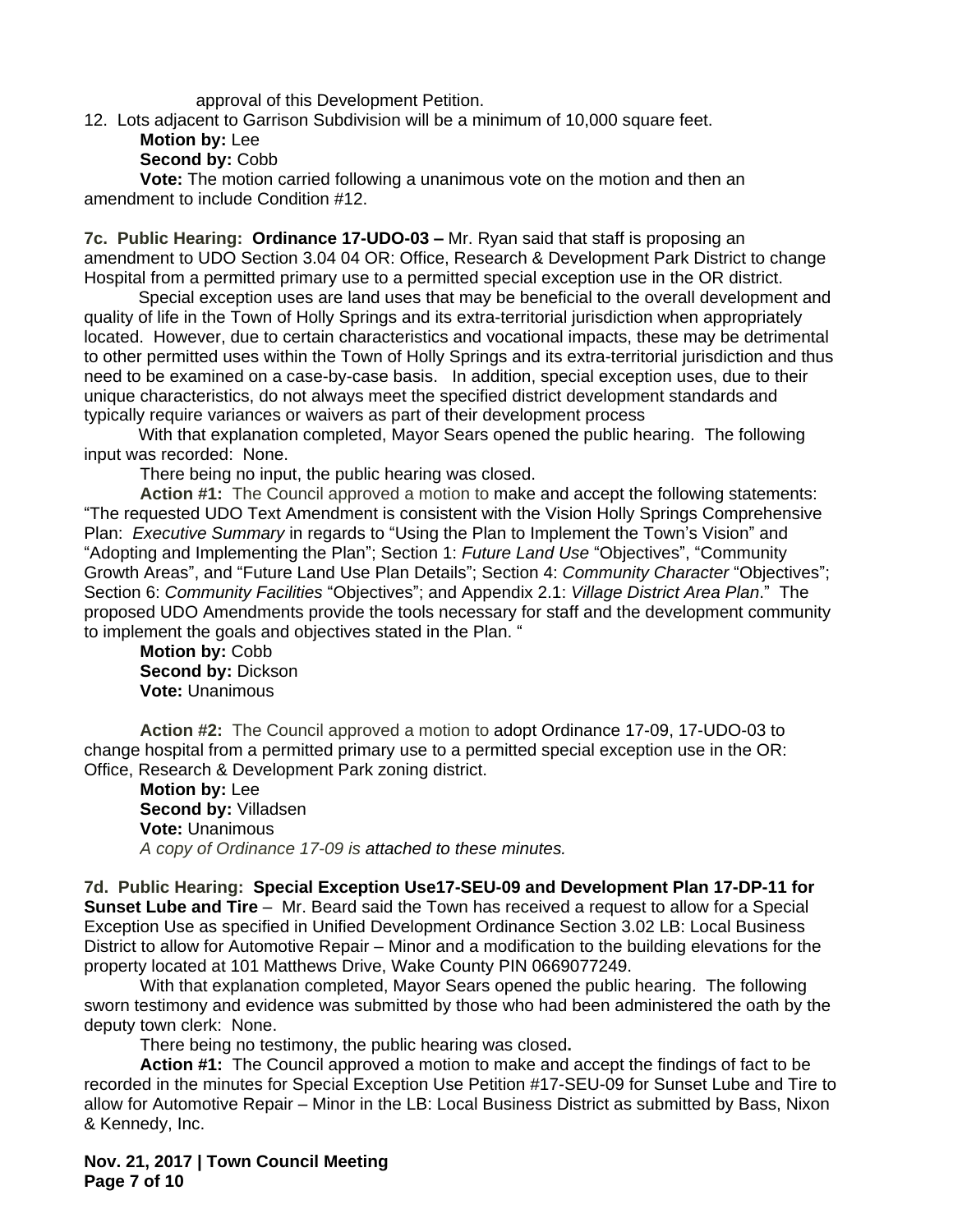approval of this Development Petition.

12. Lots adjacent to Garrison Subdivision will be a minimum of 10,000 square feet.

**Motion by:** Lee
**Second by:** Cobb
**Vote:** The motion carried following a unanimous vote on the motion and then an amendment to include Condition #12.

**7c. Public Hearing: Ordinance 17-UDO-03 –** Mr. Ryan said that staff is proposing an amendment to UDO Section 3.04 04 OR: Office, Research & Development Park District to change Hospital from a permitted primary use to a permitted special exception use in the OR district.

Special exception uses are land uses that may be beneficial to the overall development and quality of life in the Town of Holly Springs and its extra-territorial jurisdiction when appropriately located. However, due to certain characteristics and vocational impacts, these may be detrimental to other permitted uses within the Town of Holly Springs and its extra-territorial jurisdiction and thus need to be examined on a case-by-case basis. In addition, special exception uses, due to their unique characteristics, do not always meet the specified district development standards and typically require variances or waivers as part of their development process

With that explanation completed, Mayor Sears opened the public hearing. The following input was recorded: None.

There being no input, the public hearing was closed.

**Action #1:** The Council approved a motion to make and accept the following statements: "The requested UDO Text Amendment is consistent with the Vision Holly Springs Comprehensive Plan: *Executive Summary* in regards to "Using the Plan to Implement the Town's Vision" and "Adopting and Implementing the Plan"; Section 1: *Future Land Use* "Objectives", "Community Growth Areas", and "Future Land Use Plan Details"; Section 4: *Community Character* "Objectives"; Section 6: *Community Facilities* "Objectives"; and Appendix 2.1: *Village District Area Plan*." The proposed UDO Amendments provide the tools necessary for staff and the development community to implement the goals and objectives stated in the Plan. "

**Motion by:** Cobb
**Second by:** Dickson
**Vote:** Unanimous

**Action #2:** The Council approved a motion to adopt Ordinance 17-09, 17-UDO-03 to change hospital from a permitted primary use to a permitted special exception use in the OR: Office, Research & Development Park zoning district.

**Motion by:** Lee
**Second by:** Villadsen
**Vote:** Unanimous
*A copy of Ordinance 17-09 is attached to these minutes.*

**7d. Public Hearing: Special Exception Use17-SEU-09 and Development Plan 17-DP-11 for Sunset Lube and Tire** – Mr. Beard said the Town has received a request to allow for a Special Exception Use as specified in Unified Development Ordinance Section 3.02 LB: Local Business District to allow for Automotive Repair – Minor and a modification to the building elevations for the property located at 101 Matthews Drive, Wake County PIN 0669077249.

With that explanation completed, Mayor Sears opened the public hearing. The following sworn testimony and evidence was submitted by those who had been administered the oath by the deputy town clerk: None.

There being no testimony, the public hearing was closed**.**

**Action #1:** The Council approved a motion to make and accept the findings of fact to be recorded in the minutes for Special Exception Use Petition #17-SEU-09 for Sunset Lube and Tire to allow for Automotive Repair – Minor in the LB: Local Business District as submitted by Bass, Nixon & Kennedy, Inc.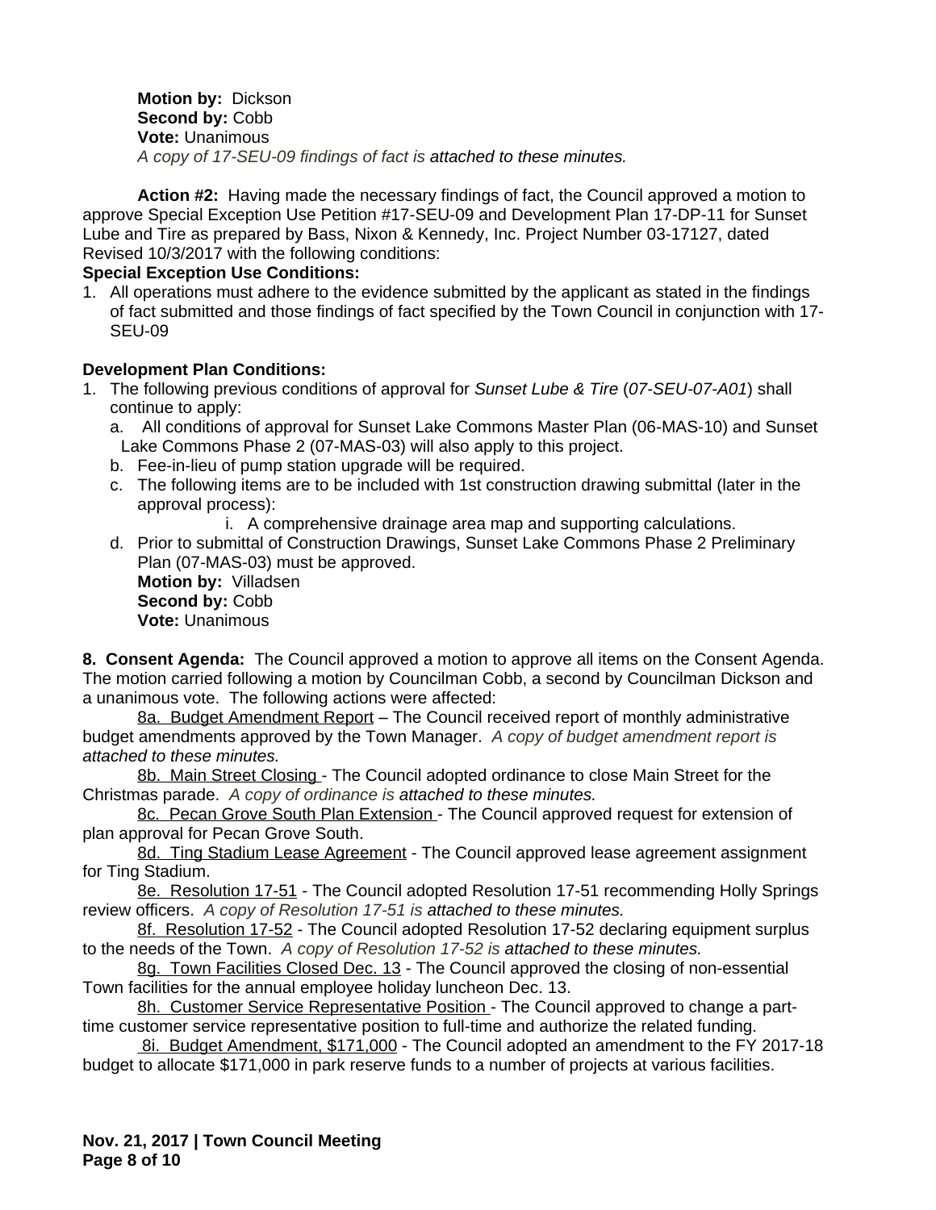**Motion by:** Dickson
**Second by:** Cobb
**Vote:** Unanimous
*A copy of 17-SEU-09 findings of fact is attached to these minutes.*

**Action #2:** Having made the necessary findings of fact, the Council approved a motion to approve Special Exception Use Petition #17-SEU-09 and Development Plan 17-DP-11 for Sunset Lube and Tire as prepared by Bass, Nixon & Kennedy, Inc. Project Number 03-17127, dated Revised 10/3/2017 with the following conditions:

**Special Exception Use Conditions:**

1. All operations must adhere to the evidence submitted by the applicant as stated in the findings of fact submitted and those findings of fact specified by the Town Council in conjunction with 17-SEU-09

**Development Plan Conditions:**

1. The following previous conditions of approval for *Sunset Lube & Tire* (*07-SEU-07-A01*) shall continue to apply:
   a. All conditions of approval for Sunset Lake Commons Master Plan (06-MAS-10) and Sunset Lake Commons Phase 2 (07-MAS-03) will also apply to this project.
   b. Fee-in-lieu of pump station upgrade will be required.
   c. The following items are to be included with 1st construction drawing submittal (later in the approval process):
      i. A comprehensive drainage area map and supporting calculations.
   d. Prior to submittal of Construction Drawings, Sunset Lake Commons Phase 2 Preliminary Plan (07-MAS-03) must be approved.

   **Motion by:** Villadsen
   **Second by:** Cobb
   **Vote:** Unanimous

**8. Consent Agenda:** The Council approved a motion to approve all items on the Consent Agenda. The motion carried following a motion by Councilman Cobb, a second by Councilman Dickson and a unanimous vote. The following actions were affected:

8a. Budget Amendment Report – The Council received report of monthly administrative budget amendments approved by the Town Manager. *A copy of budget amendment report is attached to these minutes.*

8b. Main Street Closing - The Council adopted ordinance to close Main Street for the Christmas parade. *A copy of ordinance is attached to these minutes.*

8c. Pecan Grove South Plan Extension - The Council approved request for extension of plan approval for Pecan Grove South.

8d. Ting Stadium Lease Agreement - The Council approved lease agreement assignment for Ting Stadium.

8e. Resolution 17-51 - The Council adopted Resolution 17-51 recommending Holly Springs review officers. *A copy of Resolution 17-51 is attached to these minutes.*

8f. Resolution 17-52 - The Council adopted Resolution 17-52 declaring equipment surplus to the needs of the Town. *A copy of Resolution 17-52 is attached to these minutes.*

8g. Town Facilities Closed Dec. 13 - The Council approved the closing of non-essential Town facilities for the annual employee holiday luncheon Dec. 13.

8h. Customer Service Representative Position - The Council approved to change a part-time customer service representative position to full-time and authorize the related funding.

8i. Budget Amendment, $171,000 - The Council adopted an amendment to the FY 2017-18 budget to allocate $171,000 in park reserve funds to a number of projects at various facilities.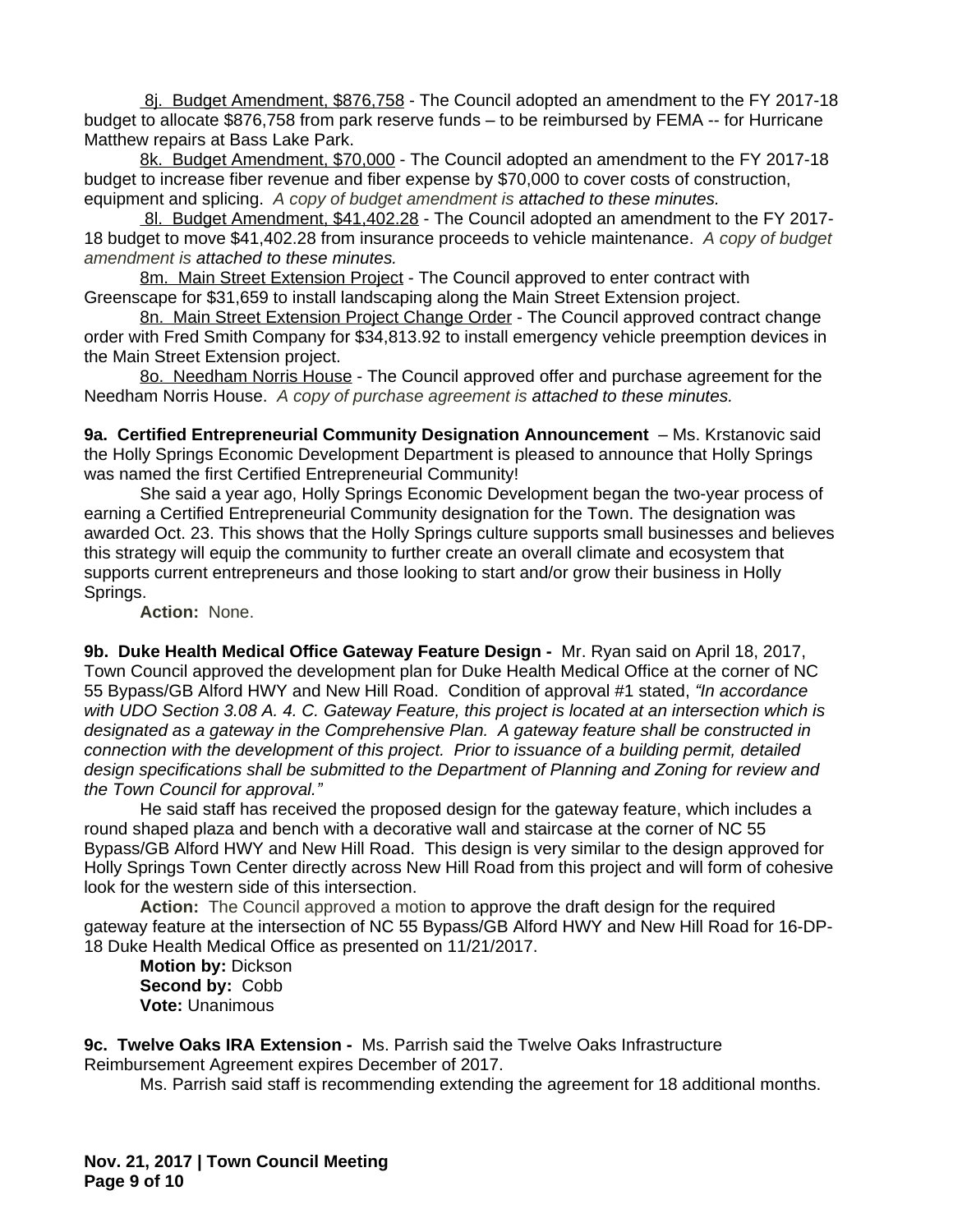8j. Budget Amendment, $876,758 - The Council adopted an amendment to the FY 2017-18 budget to allocate $876,758 from park reserve funds – to be reimbursed by FEMA -- for Hurricane Matthew repairs at Bass Lake Park.

8k. Budget Amendment, $70,000 - The Council adopted an amendment to the FY 2017-18 budget to increase fiber revenue and fiber expense by $70,000 to cover costs of construction, equipment and splicing. *A copy of budget amendment is attached to these minutes.*

8l. Budget Amendment, $41,402.28 - The Council adopted an amendment to the FY 2017-18 budget to move $41,402.28 from insurance proceeds to vehicle maintenance. *A copy of budget amendment is attached to these minutes.*

8m. Main Street Extension Project - The Council approved to enter contract with Greenscape for $31,659 to install landscaping along the Main Street Extension project.

8n. Main Street Extension Project Change Order - The Council approved contract change order with Fred Smith Company for $34,813.92 to install emergency vehicle preemption devices in the Main Street Extension project.

8o. Needham Norris House - The Council approved offer and purchase agreement for the Needham Norris House. *A copy of purchase agreement is attached to these minutes.*

**9a. Certified Entrepreneurial Community Designation Announcement** – Ms. Krstanovic said the Holly Springs Economic Development Department is pleased to announce that Holly Springs was named the first Certified Entrepreneurial Community!

She said a year ago, Holly Springs Economic Development began the two-year process of earning a Certified Entrepreneurial Community designation for the Town. The designation was awarded Oct. 23. This shows that the Holly Springs culture supports small businesses and believes this strategy will equip the community to further create an overall climate and ecosystem that supports current entrepreneurs and those looking to start and/or grow their business in Holly Springs.

**Action:** None.

**9b. Duke Health Medical Office Gateway Feature Design -** Mr. Ryan said on April 18, 2017, Town Council approved the development plan for Duke Health Medical Office at the corner of NC 55 Bypass/GB Alford HWY and New Hill Road. Condition of approval #1 stated, *"In accordance with UDO Section 3.08 A. 4. C. Gateway Feature, this project is located at an intersection which is designated as a gateway in the Comprehensive Plan. A gateway feature shall be constructed in connection with the development of this project. Prior to issuance of a building permit, detailed design specifications shall be submitted to the Department of Planning and Zoning for review and the Town Council for approval."*

He said staff has received the proposed design for the gateway feature, which includes a round shaped plaza and bench with a decorative wall and staircase at the corner of NC 55 Bypass/GB Alford HWY and New Hill Road. This design is very similar to the design approved for Holly Springs Town Center directly across New Hill Road from this project and will form of cohesive look for the western side of this intersection.

**Action:** The Council approved a motion to approve the draft design for the required gateway feature at the intersection of NC 55 Bypass/GB Alford HWY and New Hill Road for 16-DP-18 Duke Health Medical Office as presented on 11/21/2017.

**Motion by:** Dickson
**Second by:** Cobb
**Vote:** Unanimous

**9c. Twelve Oaks IRA Extension -** Ms. Parrish said the Twelve Oaks Infrastructure Reimbursement Agreement expires December of 2017.

Ms. Parrish said staff is recommending extending the agreement for 18 additional months.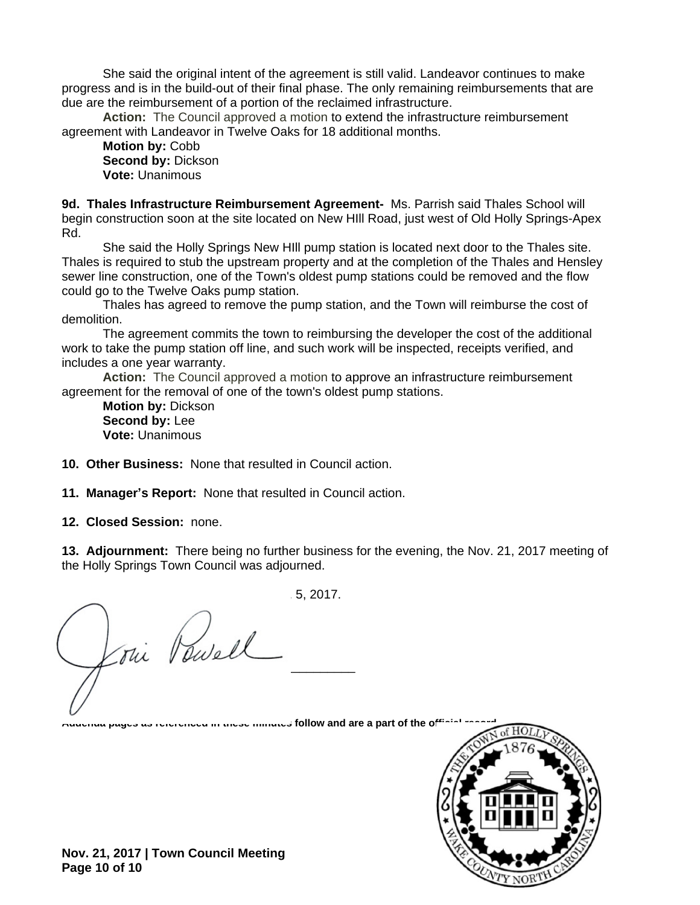She said the original intent of the agreement is still valid. Landeavor continues to make progress and is in the build-out of their final phase. The only remaining reimbursements that are due are the reimbursement of a portion of the reclaimed infrastructure.

**Action:** The Council approved a motion to extend the infrastructure reimbursement agreement with Landeavor in Twelve Oaks for 18 additional months.

**Motion by:** Cobb
**Second by:** Dickson
**Vote:** Unanimous

**9d. Thales Infrastructure Reimbursement Agreement-** Ms. Parrish said Thales School will begin construction soon at the site located on New HIll Road, just west of Old Holly Springs-Apex Rd.

She said the Holly Springs New HIll pump station is located next door to the Thales site. Thales is required to stub the upstream property and at the completion of the Thales and Hensley sewer line construction, one of the Town's oldest pump stations could be removed and the flow could go to the Twelve Oaks pump station.

Thales has agreed to remove the pump station, and the Town will reimburse the cost of demolition.

The agreement commits the town to reimbursing the developer the cost of the additional work to take the pump station off line, and such work will be inspected, receipts verified, and includes a one year warranty.

**Action:** The Council approved a motion to approve an infrastructure reimbursement agreement for the removal of one of the town's oldest pump stations.

**Motion by:** Dickson
**Second by:** Lee
**Vote:** Unanimous

**10. Other Business:** None that resulted in Council action.

**11. Manager's Report:** None that resulted in Council action.

**12. Closed Session:** none.

**13. Adjournment:** There being no further business for the evening, the Nov. 21, 2017 meeting of the Holly Springs Town Council was adjourned.

5, 2017.

Joni Powell

________

**Addenda pages as referenced in these minutes follow and are a part of the official record.**

THE TOWN of HOLLY SPRINGS 1876 WAKE COUNTY NORTH CAROLINA